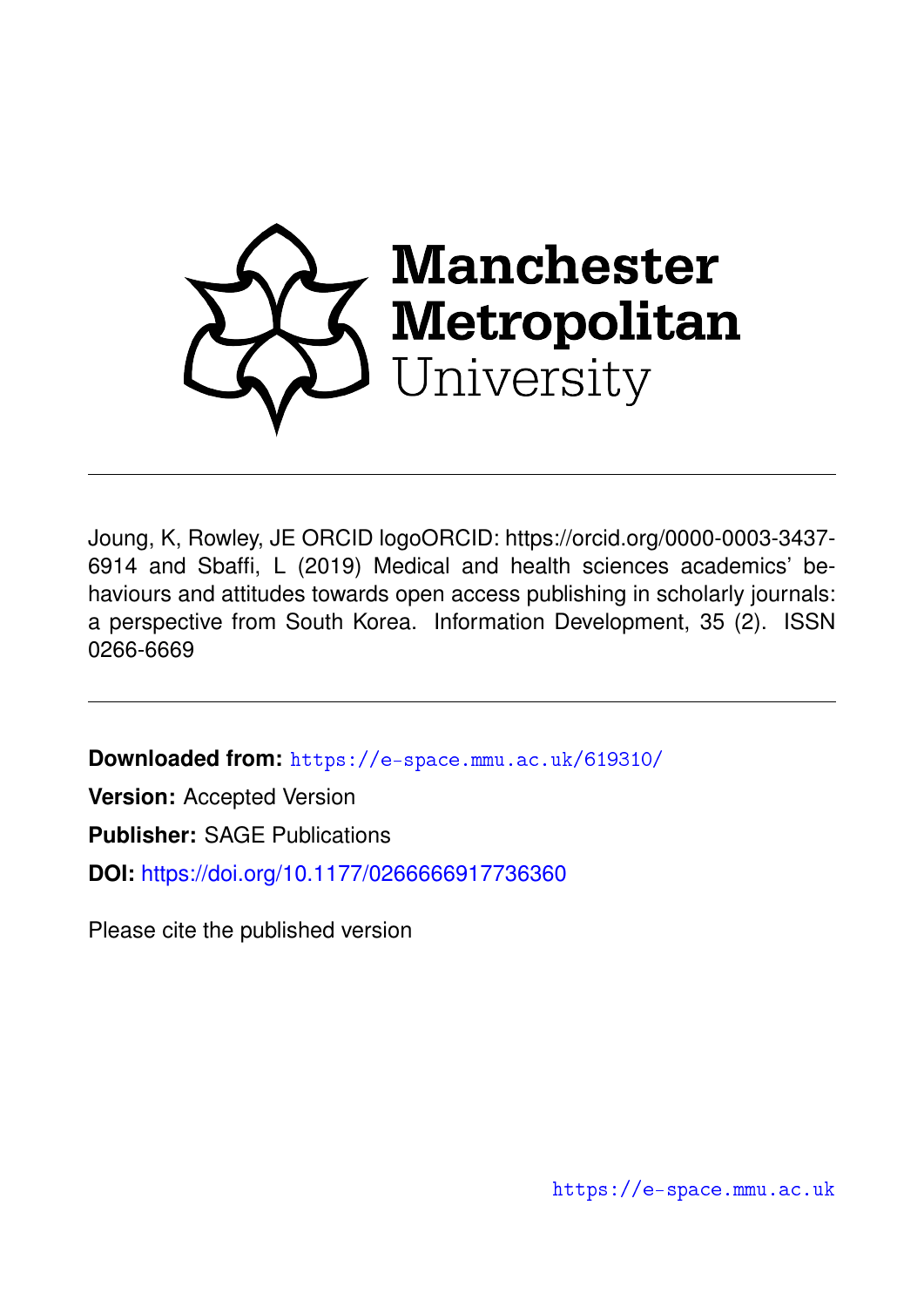Manchester Metropolitan University

---

Joung, K, Rowley, JE ORCID logoORCID: https://orcid.org/0000-0003-3437-6914 and Sbaffi, L (2019) Medical and health sciences academics' behaviours and attitudes towards open access publishing in scholarly journals: a perspective from South Korea. Information Development, 35 (2). ISSN 0266-6669

---

**Downloaded from:** https://e-space.mmu.ac.uk/619310/

**Version:** Accepted Version

**Publisher:** SAGE Publications

**DOI:** https://doi.org/10.1177/0266666917736360

Please cite the published version

https://e-space.mmu.ac.uk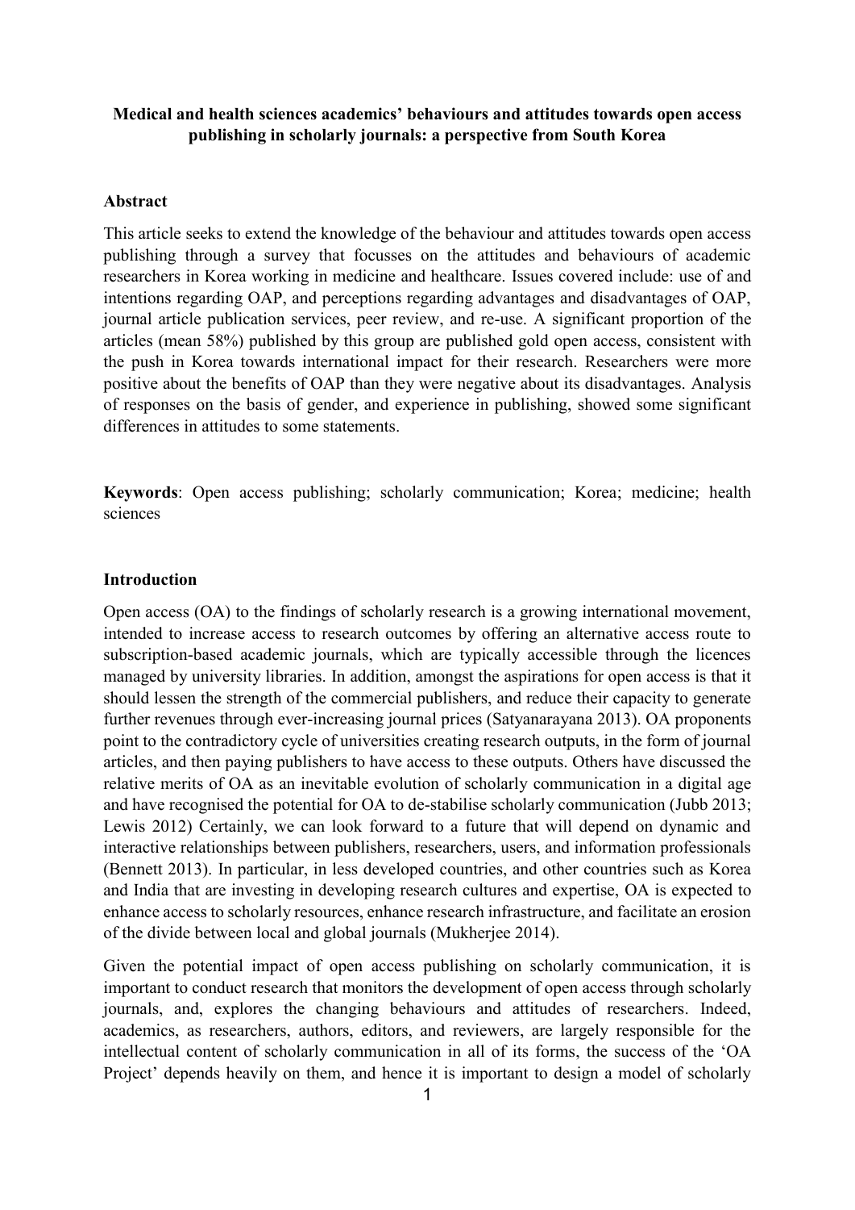**Medical and health sciences academics' behaviours and attitudes towards open access publishing in scholarly journals: a perspective from South Korea**

## Abstract

This article seeks to extend the knowledge of the behaviour and attitudes towards open access publishing through a survey that focusses on the attitudes and behaviours of academic researchers in Korea working in medicine and healthcare. Issues covered include: use of and intentions regarding OAP, and perceptions regarding advantages and disadvantages of OAP, journal article publication services, peer review, and re-use. A significant proportion of the articles (mean 58%) published by this group are published gold open access, consistent with the push in Korea towards international impact for their research. Researchers were more positive about the benefits of OAP than they were negative about its disadvantages. Analysis of responses on the basis of gender, and experience in publishing, showed some significant differences in attitudes to some statements.

**Keywords**: Open access publishing; scholarly communication; Korea; medicine; health sciences

## Introduction

Open access (OA) to the findings of scholarly research is a growing international movement, intended to increase access to research outcomes by offering an alternative access route to subscription-based academic journals, which are typically accessible through the licences managed by university libraries. In addition, amongst the aspirations for open access is that it should lessen the strength of the commercial publishers, and reduce their capacity to generate further revenues through ever-increasing journal prices (Satyanarayana 2013). OA proponents point to the contradictory cycle of universities creating research outputs, in the form of journal articles, and then paying publishers to have access to these outputs. Others have discussed the relative merits of OA as an inevitable evolution of scholarly communication in a digital age and have recognised the potential for OA to de-stabilise scholarly communication (Jubb 2013; Lewis 2012) Certainly, we can look forward to a future that will depend on dynamic and interactive relationships between publishers, researchers, users, and information professionals (Bennett 2013). In particular, in less developed countries, and other countries such as Korea and India that are investing in developing research cultures and expertise, OA is expected to enhance access to scholarly resources, enhance research infrastructure, and facilitate an erosion of the divide between local and global journals (Mukherjee 2014).

Given the potential impact of open access publishing on scholarly communication, it is important to conduct research that monitors the development of open access through scholarly journals, and, explores the changing behaviours and attitudes of researchers. Indeed, academics, as researchers, authors, editors, and reviewers, are largely responsible for the intellectual content of scholarly communication in all of its forms, the success of the 'OA Project' depends heavily on them, and hence it is important to design a model of scholarly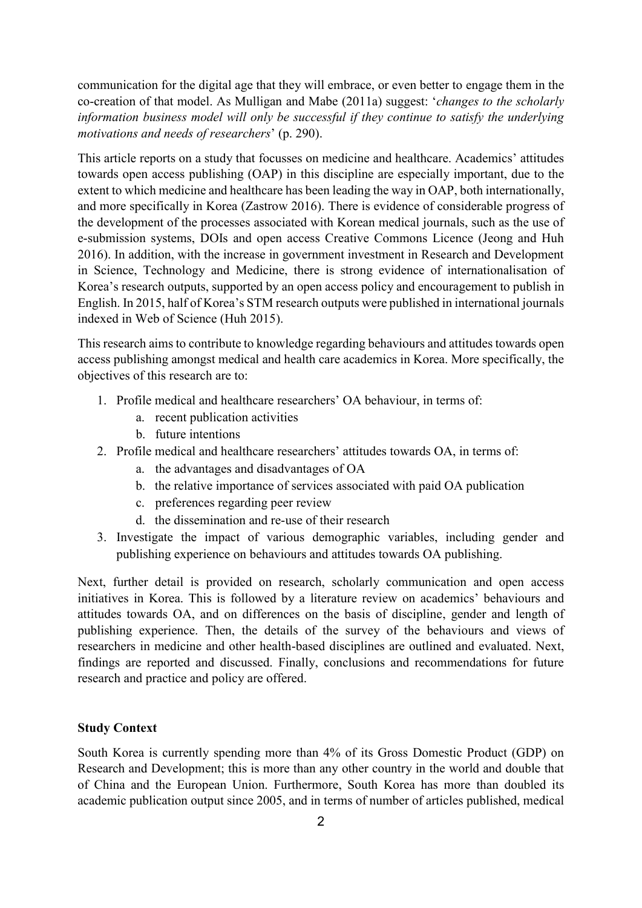communication for the digital age that they will embrace, or even better to engage them in the co-creation of that model. As Mulligan and Mabe (2011a) suggest: '*changes to the scholarly information business model will only be successful if they continue to satisfy the underlying motivations and needs of researchers*' (p. 290).

This article reports on a study that focusses on medicine and healthcare. Academics' attitudes towards open access publishing (OAP) in this discipline are especially important, due to the extent to which medicine and healthcare has been leading the way in OAP, both internationally, and more specifically in Korea (Zastrow 2016). There is evidence of considerable progress of the development of the processes associated with Korean medical journals, such as the use of e-submission systems, DOIs and open access Creative Commons Licence (Jeong and Huh 2016). In addition, with the increase in government investment in Research and Development in Science, Technology and Medicine, there is strong evidence of internationalisation of Korea's research outputs, supported by an open access policy and encouragement to publish in English. In 2015, half of Korea's STM research outputs were published in international journals indexed in Web of Science (Huh 2015).

This research aims to contribute to knowledge regarding behaviours and attitudes towards open access publishing amongst medical and health care academics in Korea. More specifically, the objectives of this research are to:

1. Profile medical and healthcare researchers' OA behaviour, in terms of:
    a. recent publication activities
    b. future intentions
2. Profile medical and healthcare researchers' attitudes towards OA, in terms of:
    a. the advantages and disadvantages of OA
    b. the relative importance of services associated with paid OA publication
    c. preferences regarding peer review
    d. the dissemination and re-use of their research
3. Investigate the impact of various demographic variables, including gender and publishing experience on behaviours and attitudes towards OA publishing.

Next, further detail is provided on research, scholarly communication and open access initiatives in Korea. This is followed by a literature review on academics' behaviours and attitudes towards OA, and on differences on the basis of discipline, gender and length of publishing experience. Then, the details of the survey of the behaviours and views of researchers in medicine and other health-based disciplines are outlined and evaluated. Next, findings are reported and discussed. Finally, conclusions and recommendations for future research and practice and policy are offered.

## Study Context

South Korea is currently spending more than 4% of its Gross Domestic Product (GDP) on Research and Development; this is more than any other country in the world and double that of China and the European Union. Furthermore, South Korea has more than doubled its academic publication output since 2005, and in terms of number of articles published, medical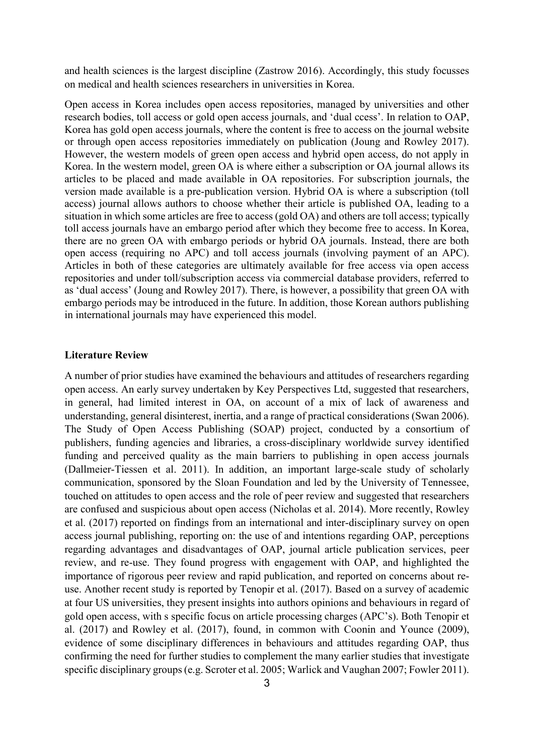and health sciences is the largest discipline (Zastrow 2016). Accordingly, this study focusses on medical and health sciences researchers in universities in Korea.

Open access in Korea includes open access repositories, managed by universities and other research bodies, toll access or gold open access journals, and 'dual ccess'. In relation to OAP, Korea has gold open access journals, where the content is free to access on the journal website or through open access repositories immediately on publication (Joung and Rowley 2017). However, the western models of green open access and hybrid open access, do not apply in Korea. In the western model, green OA is where either a subscription or OA journal allows its articles to be placed and made available in OA repositories. For subscription journals, the version made available is a pre-publication version. Hybrid OA is where a subscription (toll access) journal allows authors to choose whether their article is published OA, leading to a situation in which some articles are free to access (gold OA) and others are toll access; typically toll access journals have an embargo period after which they become free to access. In Korea, there are no green OA with embargo periods or hybrid OA journals. Instead, there are both open access (requiring no APC) and toll access journals (involving payment of an APC). Articles in both of these categories are ultimately available for free access via open access repositories and under toll/subscription access via commercial database providers, referred to as 'dual access' (Joung and Rowley 2017). There, is however, a possibility that green OA with embargo periods may be introduced in the future. In addition, those Korean authors publishing in international journals may have experienced this model.

**Literature Review**

A number of prior studies have examined the behaviours and attitudes of researchers regarding open access. An early survey undertaken by Key Perspectives Ltd, suggested that researchers, in general, had limited interest in OA, on account of a mix of lack of awareness and understanding, general disinterest, inertia, and a range of practical considerations (Swan 2006). The Study of Open Access Publishing (SOAP) project, conducted by a consortium of publishers, funding agencies and libraries, a cross-disciplinary worldwide survey identified funding and perceived quality as the main barriers to publishing in open access journals (Dallmeier-Tiessen et al. 2011). In addition, an important large-scale study of scholarly communication, sponsored by the Sloan Foundation and led by the University of Tennessee, touched on attitudes to open access and the role of peer review and suggested that researchers are confused and suspicious about open access (Nicholas et al. 2014). More recently, Rowley et al. (2017) reported on findings from an international and inter-disciplinary survey on open access journal publishing, reporting on: the use of and intentions regarding OAP, perceptions regarding advantages and disadvantages of OAP, journal article publication services, peer review, and re-use. They found progress with engagement with OAP, and highlighted the importance of rigorous peer review and rapid publication, and reported on concerns about re-use. Another recent study is reported by Tenopir et al. (2017). Based on a survey of academic at four US universities, they present insights into authors opinions and behaviours in regard of gold open access, with s specific focus on article processing charges (APC's). Both Tenopir et al. (2017) and Rowley et al. (2017), found, in common with Coonin and Younce (2009), evidence of some disciplinary differences in behaviours and attitudes regarding OAP, thus confirming the need for further studies to complement the many earlier studies that investigate specific disciplinary groups (e.g. Scroter et al. 2005; Warlick and Vaughan 2007; Fowler 2011).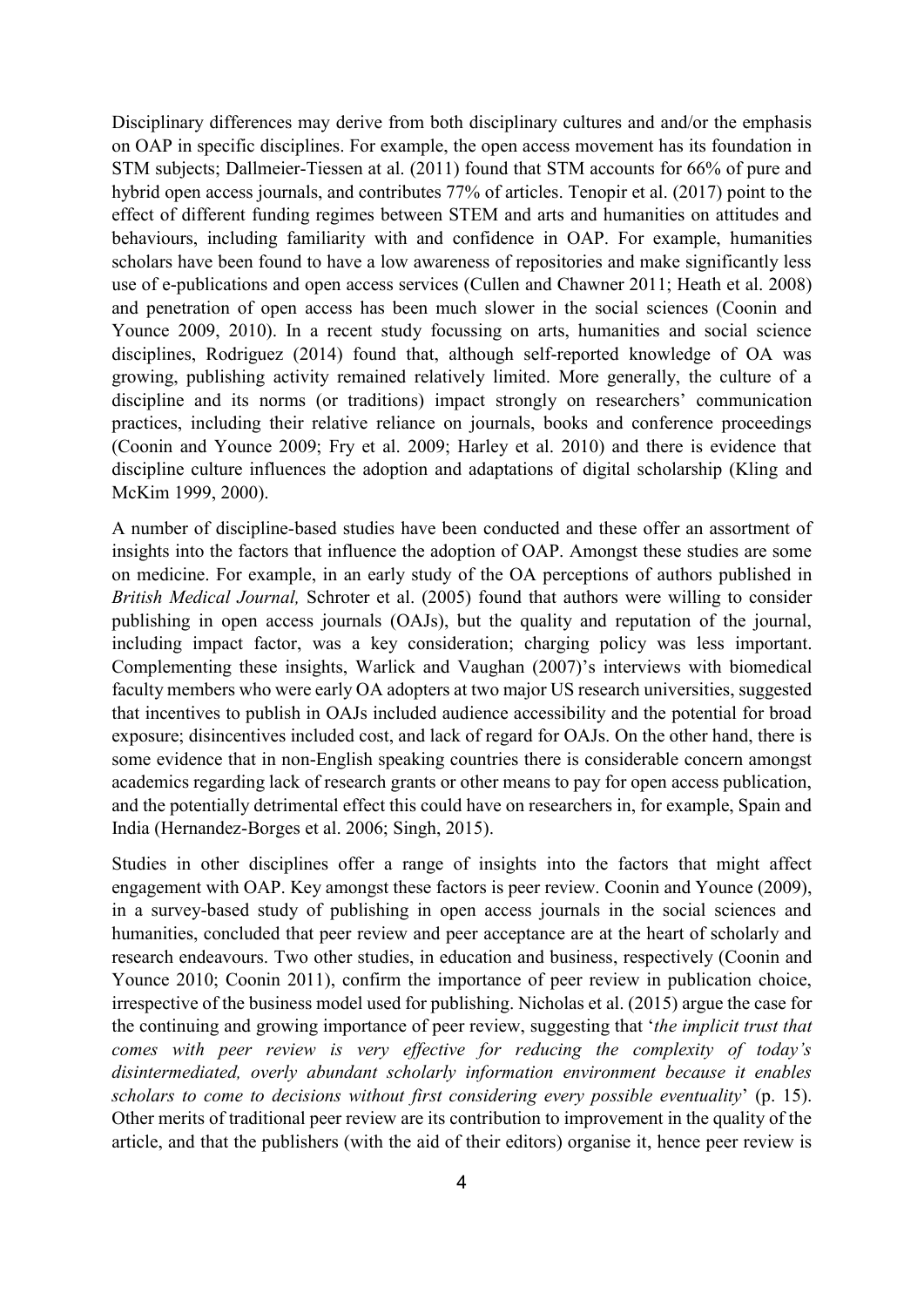Disciplinary differences may derive from both disciplinary cultures and and/or the emphasis on OAP in specific disciplines. For example, the open access movement has its foundation in STM subjects; Dallmeier-Tiessen at al. (2011) found that STM accounts for 66% of pure and hybrid open access journals, and contributes 77% of articles. Tenopir et al. (2017) point to the effect of different funding regimes between STEM and arts and humanities on attitudes and behaviours, including familiarity with and confidence in OAP. For example, humanities scholars have been found to have a low awareness of repositories and make significantly less use of e-publications and open access services (Cullen and Chawner 2011; Heath et al. 2008) and penetration of open access has been much slower in the social sciences (Coonin and Younce 2009, 2010). In a recent study focussing on arts, humanities and social science disciplines, Rodriguez (2014) found that, although self-reported knowledge of OA was growing, publishing activity remained relatively limited. More generally, the culture of a discipline and its norms (or traditions) impact strongly on researchers' communication practices, including their relative reliance on journals, books and conference proceedings (Coonin and Younce 2009; Fry et al. 2009; Harley et al. 2010) and there is evidence that discipline culture influences the adoption and adaptations of digital scholarship (Kling and McKim 1999, 2000).

A number of discipline-based studies have been conducted and these offer an assortment of insights into the factors that influence the adoption of OAP. Amongst these studies are some on medicine. For example, in an early study of the OA perceptions of authors published in *British Medical Journal,* Schroter et al. (2005) found that authors were willing to consider publishing in open access journals (OAJs), but the quality and reputation of the journal, including impact factor, was a key consideration; charging policy was less important. Complementing these insights, Warlick and Vaughan (2007)'s interviews with biomedical faculty members who were early OA adopters at two major US research universities, suggested that incentives to publish in OAJs included audience accessibility and the potential for broad exposure; disincentives included cost, and lack of regard for OAJs. On the other hand, there is some evidence that in non-English speaking countries there is considerable concern amongst academics regarding lack of research grants or other means to pay for open access publication, and the potentially detrimental effect this could have on researchers in, for example, Spain and India (Hernandez-Borges et al. 2006; Singh, 2015).

Studies in other disciplines offer a range of insights into the factors that might affect engagement with OAP. Key amongst these factors is peer review. Coonin and Younce (2009), in a survey-based study of publishing in open access journals in the social sciences and humanities, concluded that peer review and peer acceptance are at the heart of scholarly and research endeavours. Two other studies, in education and business, respectively (Coonin and Younce 2010; Coonin 2011), confirm the importance of peer review in publication choice, irrespective of the business model used for publishing. Nicholas et al. (2015) argue the case for the continuing and growing importance of peer review, suggesting that '*the implicit trust that comes with peer review is very effective for reducing the complexity of today's disintermediated, overly abundant scholarly information environment because it enables scholars to come to decisions without first considering every possible eventuality*' (p. 15). Other merits of traditional peer review are its contribution to improvement in the quality of the article, and that the publishers (with the aid of their editors) organise it, hence peer review is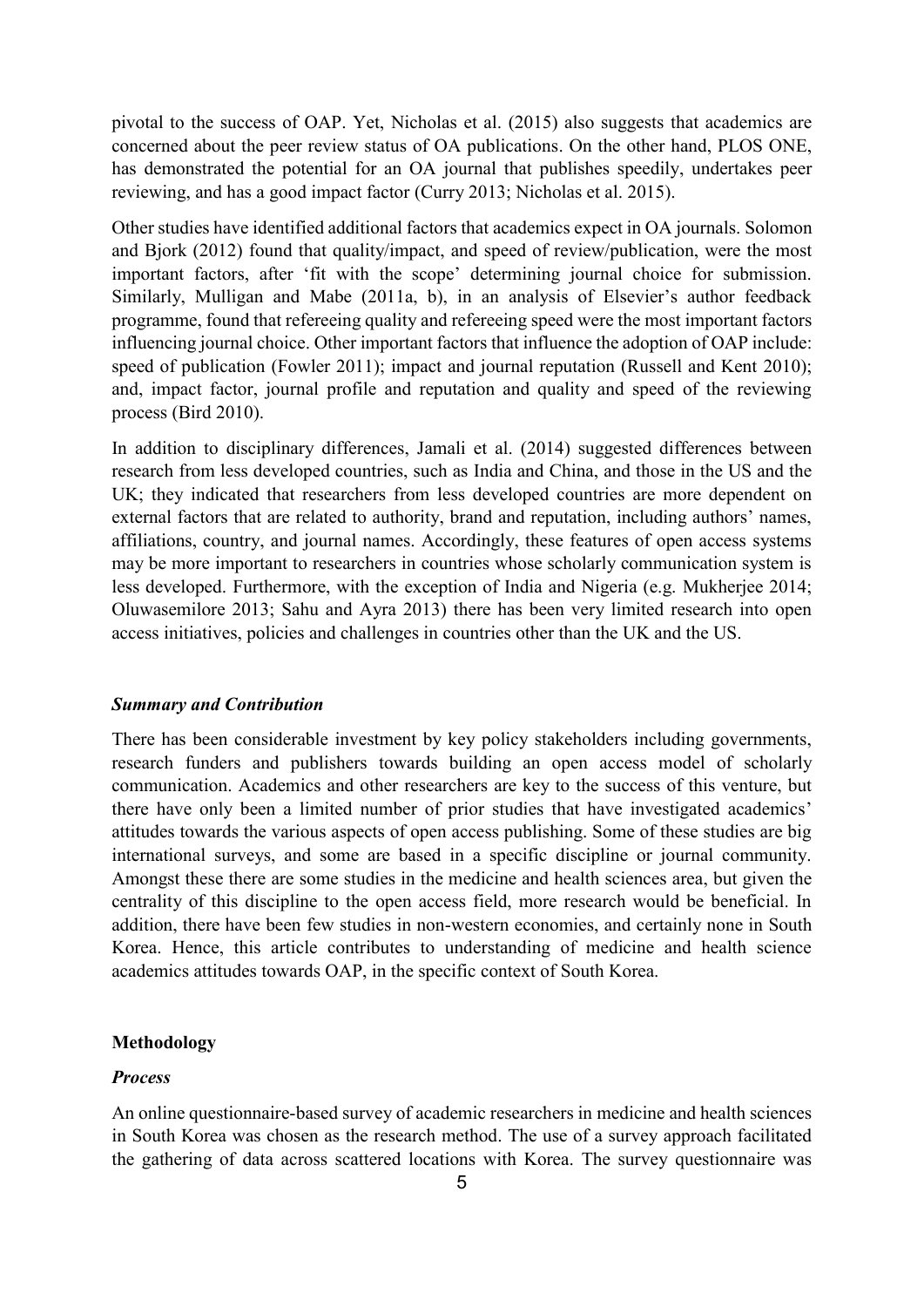pivotal to the success of OAP. Yet, Nicholas et al. (2015) also suggests that academics are concerned about the peer review status of OA publications. On the other hand, PLOS ONE, has demonstrated the potential for an OA journal that publishes speedily, undertakes peer reviewing, and has a good impact factor (Curry 2013; Nicholas et al. 2015).

Other studies have identified additional factors that academics expect in OA journals. Solomon and Bjork (2012) found that quality/impact, and speed of review/publication, were the most important factors, after 'fit with the scope' determining journal choice for submission. Similarly, Mulligan and Mabe (2011a, b), in an analysis of Elsevier's author feedback programme, found that refereeing quality and refereeing speed were the most important factors influencing journal choice. Other important factors that influence the adoption of OAP include: speed of publication (Fowler 2011); impact and journal reputation (Russell and Kent 2010); and, impact factor, journal profile and reputation and quality and speed of the reviewing process (Bird 2010).

In addition to disciplinary differences, Jamali et al. (2014) suggested differences between research from less developed countries, such as India and China, and those in the US and the UK; they indicated that researchers from less developed countries are more dependent on external factors that are related to authority, brand and reputation, including authors' names, affiliations, country, and journal names. Accordingly, these features of open access systems may be more important to researchers in countries whose scholarly communication system is less developed. Furthermore, with the exception of India and Nigeria (e.g. Mukherjee 2014; Oluwasemilore 2013; Sahu and Ayra 2013) there has been very limited research into open access initiatives, policies and challenges in countries other than the UK and the US.

### *Summary and Contribution*

There has been considerable investment by key policy stakeholders including governments, research funders and publishers towards building an open access model of scholarly communication. Academics and other researchers are key to the success of this venture, but there have only been a limited number of prior studies that have investigated academics' attitudes towards the various aspects of open access publishing. Some of these studies are big international surveys, and some are based in a specific discipline or journal community. Amongst these there are some studies in the medicine and health sciences area, but given the centrality of this discipline to the open access field, more research would be beneficial. In addition, there have been few studies in non-western economies, and certainly none in South Korea. Hence, this article contributes to understanding of medicine and health science academics attitudes towards OAP, in the specific context of South Korea.

## Methodology

### *Process*

An online questionnaire-based survey of academic researchers in medicine and health sciences in South Korea was chosen as the research method. The use of a survey approach facilitated the gathering of data across scattered locations with Korea. The survey questionnaire was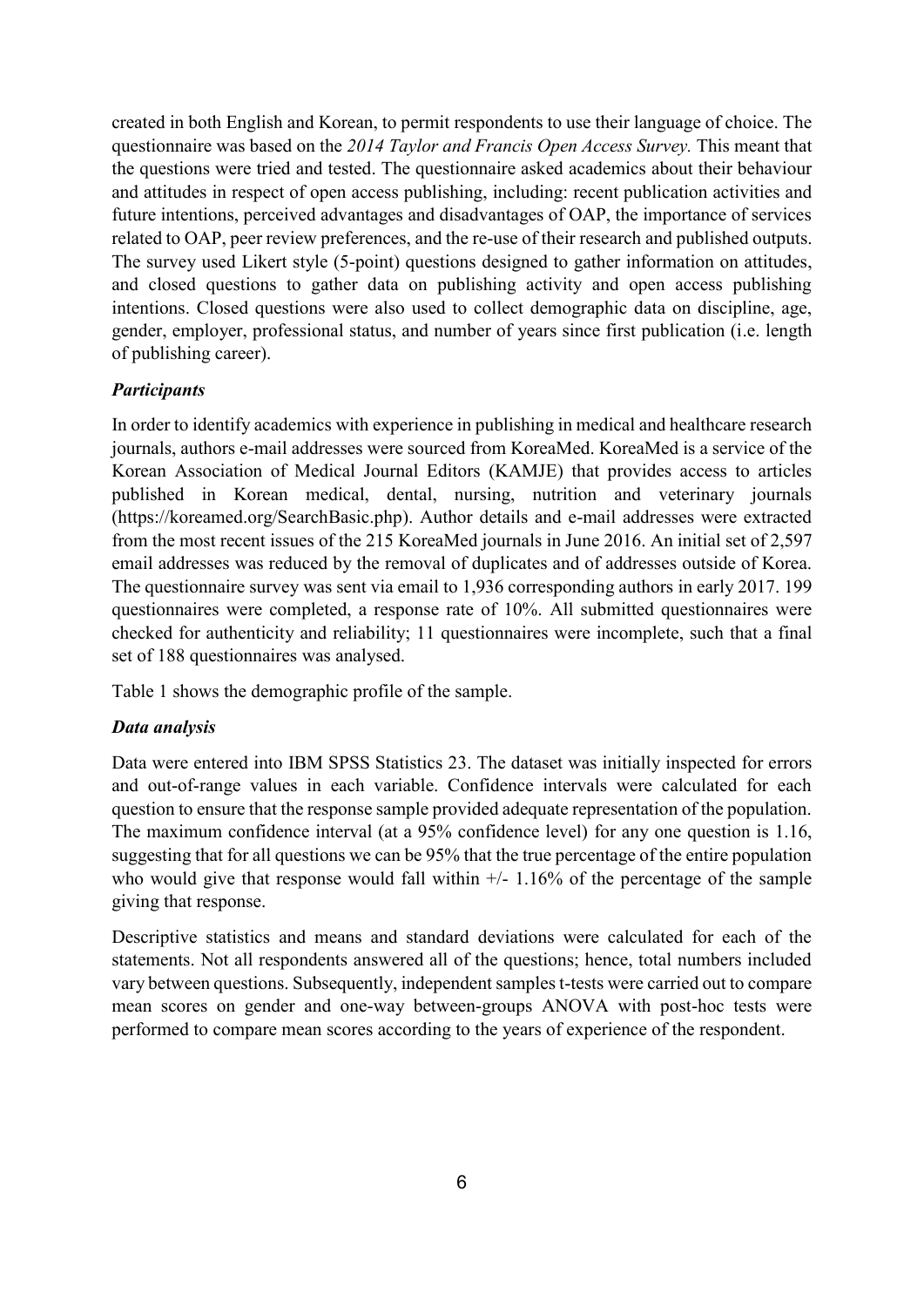created in both English and Korean, to permit respondents to use their language of choice. The questionnaire was based on the *2014 Taylor and Francis Open Access Survey.* This meant that the questions were tried and tested. The questionnaire asked academics about their behaviour and attitudes in respect of open access publishing, including: recent publication activities and future intentions, perceived advantages and disadvantages of OAP, the importance of services related to OAP, peer review preferences, and the re-use of their research and published outputs. The survey used Likert style (5-point) questions designed to gather information on attitudes, and closed questions to gather data on publishing activity and open access publishing intentions. Closed questions were also used to collect demographic data on discipline, age, gender, employer, professional status, and number of years since first publication (i.e. length of publishing career).

### *Participants*

In order to identify academics with experience in publishing in medical and healthcare research journals, authors e-mail addresses were sourced from KoreaMed. KoreaMed is a service of the Korean Association of Medical Journal Editors (KAMJE) that provides access to articles published in Korean medical, dental, nursing, nutrition and veterinary journals (https://koreamed.org/SearchBasic.php). Author details and e-mail addresses were extracted from the most recent issues of the 215 KoreaMed journals in June 2016. An initial set of 2,597 email addresses was reduced by the removal of duplicates and of addresses outside of Korea. The questionnaire survey was sent via email to 1,936 corresponding authors in early 2017. 199 questionnaires were completed, a response rate of 10%. All submitted questionnaires were checked for authenticity and reliability; 11 questionnaires were incomplete, such that a final set of 188 questionnaires was analysed.

Table 1 shows the demographic profile of the sample.

### *Data analysis*

Data were entered into IBM SPSS Statistics 23. The dataset was initially inspected for errors and out-of-range values in each variable. Confidence intervals were calculated for each question to ensure that the response sample provided adequate representation of the population. The maximum confidence interval (at a 95% confidence level) for any one question is 1.16, suggesting that for all questions we can be 95% that the true percentage of the entire population who would give that response would fall within +/- 1.16% of the percentage of the sample giving that response.

Descriptive statistics and means and standard deviations were calculated for each of the statements. Not all respondents answered all of the questions; hence, total numbers included vary between questions. Subsequently, independent samples t-tests were carried out to compare mean scores on gender and one-way between-groups ANOVA with post-hoc tests were performed to compare mean scores according to the years of experience of the respondent.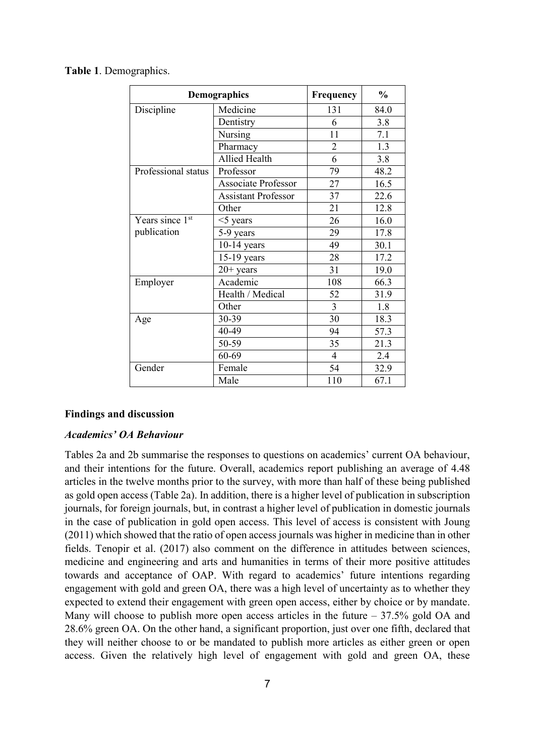**Table 1**. Demographics.

| Demographics | | Frequency | % |
|---|---|---|---|
| Discipline | Medicine | 131 | 84.0 |
| | Dentistry | 6 | 3.8 |
| | Nursing | 11 | 7.1 |
| | Pharmacy | 2 | 1.3 |
| | Allied Health | 6 | 3.8 |
| Professional status | Professor | 79 | 48.2 |
| | Associate Professor | 27 | 16.5 |
| | Assistant Professor | 37 | 22.6 |
| | Other | 21 | 12.8 |
| Years since 1st publication | <5 years | 26 | 16.0 |
| | 5-9 years | 29 | 17.8 |
| | 10-14 years | 49 | 30.1 |
| | 15-19 years | 28 | 17.2 |
| | 20+ years | 31 | 19.0 |
| Employer | Academic | 108 | 66.3 |
| | Health / Medical | 52 | 31.9 |
| | Other | 3 | 1.8 |
| Age | 30-39 | 30 | 18.3 |
| | 40-49 | 94 | 57.3 |
| | 50-59 | 35 | 21.3 |
| | 60-69 | 4 | 2.4 |
| Gender | Female | 54 | 32.9 |
| | Male | 110 | 67.1 |

## Findings and discussion

### *Academics' OA Behaviour*

Tables 2a and 2b summarise the responses to questions on academics' current OA behaviour, and their intentions for the future. Overall, academics report publishing an average of 4.48 articles in the twelve months prior to the survey, with more than half of these being published as gold open access (Table 2a). In addition, there is a higher level of publication in subscription journals, for foreign journals, but, in contrast a higher level of publication in domestic journals in the case of publication in gold open access. This level of access is consistent with Joung (2011) which showed that the ratio of open access journals was higher in medicine than in other fields. Tenopir et al. (2017) also comment on the difference in attitudes between sciences, medicine and engineering and arts and humanities in terms of their more positive attitudes towards and acceptance of OAP. With regard to academics' future intentions regarding engagement with gold and green OA, there was a high level of uncertainty as to whether they expected to extend their engagement with green open access, either by choice or by mandate. Many will choose to publish more open access articles in the future – 37.5% gold OA and 28.6% green OA. On the other hand, a significant proportion, just over one fifth, declared that they will neither choose to or be mandated to publish more articles as either green or open access. Given the relatively high level of engagement with gold and green OA, these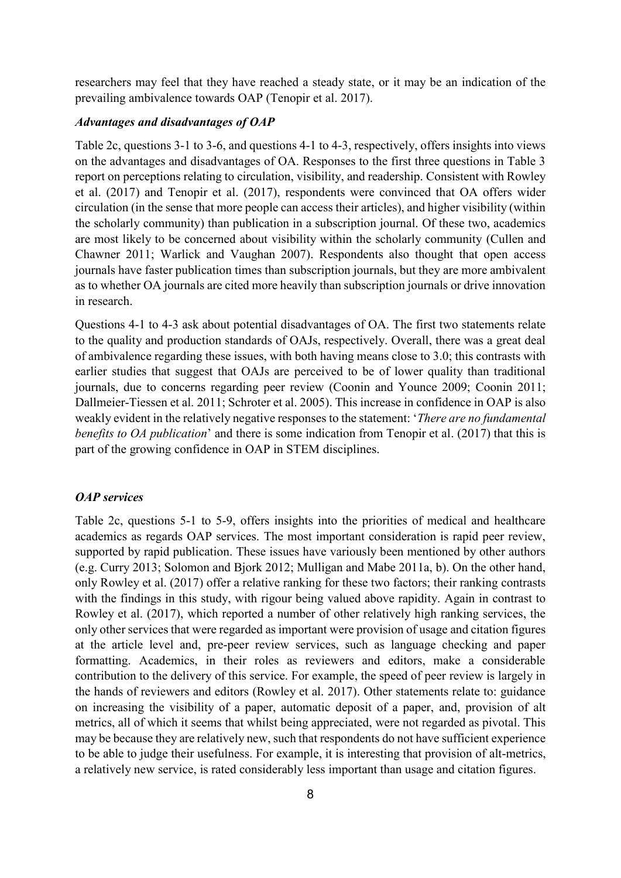researchers may feel that they have reached a steady state, or it may be an indication of the prevailing ambivalence towards OAP (Tenopir et al. 2017).

### *Advantages and disadvantages of OAP*

Table 2c, questions 3-1 to 3-6, and questions 4-1 to 4-3, respectively, offers insights into views on the advantages and disadvantages of OA. Responses to the first three questions in Table 3 report on perceptions relating to circulation, visibility, and readership. Consistent with Rowley et al. (2017) and Tenopir et al. (2017), respondents were convinced that OA offers wider circulation (in the sense that more people can access their articles), and higher visibility (within the scholarly community) than publication in a subscription journal. Of these two, academics are most likely to be concerned about visibility within the scholarly community (Cullen and Chawner 2011; Warlick and Vaughan 2007). Respondents also thought that open access journals have faster publication times than subscription journals, but they are more ambivalent as to whether OA journals are cited more heavily than subscription journals or drive innovation in research.

Questions 4-1 to 4-3 ask about potential disadvantages of OA. The first two statements relate to the quality and production standards of OAJs, respectively. Overall, there was a great deal of ambivalence regarding these issues, with both having means close to 3.0; this contrasts with earlier studies that suggest that OAJs are perceived to be of lower quality than traditional journals, due to concerns regarding peer review (Coonin and Younce 2009; Coonin 2011; Dallmeier-Tiessen et al. 2011; Schroter et al. 2005). This increase in confidence in OAP is also weakly evident in the relatively negative responses to the statement: '*There are no fundamental benefits to OA publication*' and there is some indication from Tenopir et al. (2017) that this is part of the growing confidence in OAP in STEM disciplines.

### *OAP services*

Table 2c, questions 5-1 to 5-9, offers insights into the priorities of medical and healthcare academics as regards OAP services. The most important consideration is rapid peer review, supported by rapid publication. These issues have variously been mentioned by other authors (e.g. Curry 2013; Solomon and Bjork 2012; Mulligan and Mabe 2011a, b). On the other hand, only Rowley et al. (2017) offer a relative ranking for these two factors; their ranking contrasts with the findings in this study, with rigour being valued above rapidity. Again in contrast to Rowley et al. (2017), which reported a number of other relatively high ranking services, the only other services that were regarded as important were provision of usage and citation figures at the article level and, pre-peer review services, such as language checking and paper formatting. Academics, in their roles as reviewers and editors, make a considerable contribution to the delivery of this service. For example, the speed of peer review is largely in the hands of reviewers and editors (Rowley et al. 2017). Other statements relate to: guidance on increasing the visibility of a paper, automatic deposit of a paper, and, provision of alt metrics, all of which it seems that whilst being appreciated, were not regarded as pivotal. This may be because they are relatively new, such that respondents do not have sufficient experience to be able to judge their usefulness. For example, it is interesting that provision of alt-metrics, a relatively new service, is rated considerably less important than usage and citation figures.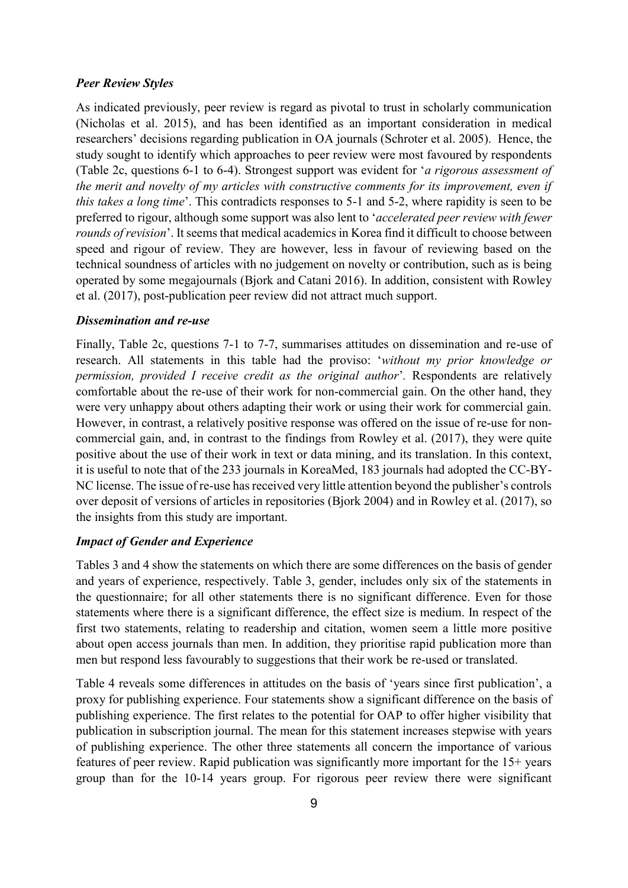### *Peer Review Styles*

As indicated previously, peer review is regard as pivotal to trust in scholarly communication (Nicholas et al. 2015), and has been identified as an important consideration in medical researchers' decisions regarding publication in OA journals (Schroter et al. 2005). Hence, the study sought to identify which approaches to peer review were most favoured by respondents (Table 2c, questions 6-1 to 6-4). Strongest support was evident for '*a rigorous assessment of the merit and novelty of my articles with constructive comments for its improvement, even if this takes a long time*'. This contradicts responses to 5-1 and 5-2, where rapidity is seen to be preferred to rigour, although some support was also lent to '*accelerated peer review with fewer rounds of revision*'. It seems that medical academics in Korea find it difficult to choose between speed and rigour of review. They are however, less in favour of reviewing based on the technical soundness of articles with no judgement on novelty or contribution, such as is being operated by some megajournals (Bjork and Catani 2016). In addition, consistent with Rowley et al. (2017), post-publication peer review did not attract much support.

### *Dissemination and re-use*

Finally, Table 2c, questions 7-1 to 7-7, summarises attitudes on dissemination and re-use of research. All statements in this table had the proviso: '*without my prior knowledge or permission, provided I receive credit as the original author*'. Respondents are relatively comfortable about the re-use of their work for non-commercial gain. On the other hand, they were very unhappy about others adapting their work or using their work for commercial gain. However, in contrast, a relatively positive response was offered on the issue of re-use for non-commercial gain, and, in contrast to the findings from Rowley et al. (2017), they were quite positive about the use of their work in text or data mining, and its translation. In this context, it is useful to note that of the 233 journals in KoreaMed, 183 journals had adopted the CC-BY-NC license. The issue of re-use has received very little attention beyond the publisher's controls over deposit of versions of articles in repositories (Bjork 2004) and in Rowley et al. (2017), so the insights from this study are important.

### *Impact of Gender and Experience*

Tables 3 and 4 show the statements on which there are some differences on the basis of gender and years of experience, respectively. Table 3, gender, includes only six of the statements in the questionnaire; for all other statements there is no significant difference. Even for those statements where there is a significant difference, the effect size is medium. In respect of the first two statements, relating to readership and citation, women seem a little more positive about open access journals than men. In addition, they prioritise rapid publication more than men but respond less favourably to suggestions that their work be re-used or translated.

Table 4 reveals some differences in attitudes on the basis of 'years since first publication', a proxy for publishing experience. Four statements show a significant difference on the basis of publishing experience. The first relates to the potential for OAP to offer higher visibility that publication in subscription journal. The mean for this statement increases stepwise with years of publishing experience. The other three statements all concern the importance of various features of peer review. Rapid publication was significantly more important for the 15+ years group than for the 10-14 years group. For rigorous peer review there were significant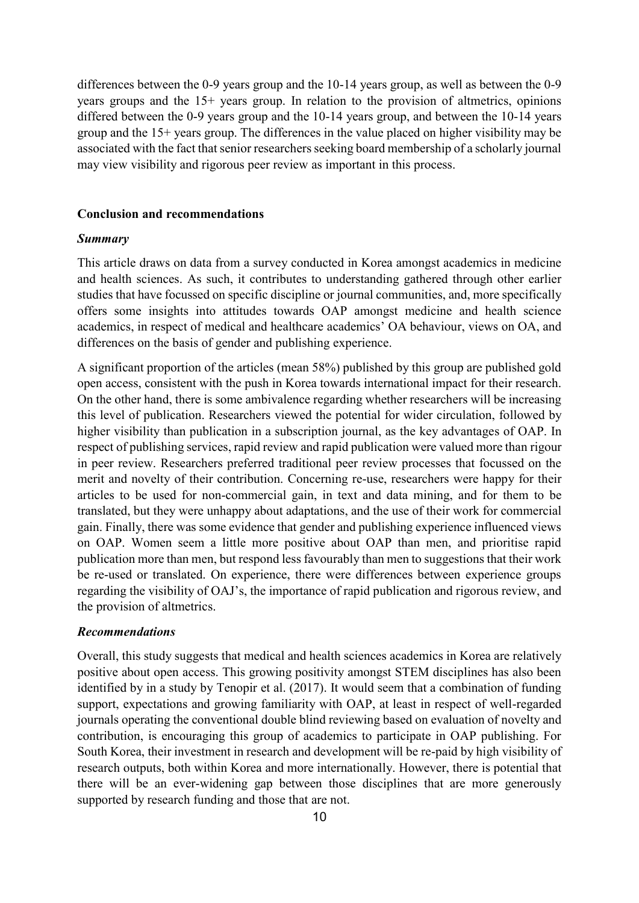differences between the 0-9 years group and the 10-14 years group, as well as between the 0-9 years groups and the 15+ years group. In relation to the provision of altmetrics, opinions differed between the 0-9 years group and the 10-14 years group, and between the 10-14 years group and the 15+ years group. The differences in the value placed on higher visibility may be associated with the fact that senior researchers seeking board membership of a scholarly journal may view visibility and rigorous peer review as important in this process.

## Conclusion and recommendations

### *Summary*

This article draws on data from a survey conducted in Korea amongst academics in medicine and health sciences. As such, it contributes to understanding gathered through other earlier studies that have focussed on specific discipline or journal communities, and, more specifically offers some insights into attitudes towards OAP amongst medicine and health science academics, in respect of medical and healthcare academics' OA behaviour, views on OA, and differences on the basis of gender and publishing experience.

A significant proportion of the articles (mean 58%) published by this group are published gold open access, consistent with the push in Korea towards international impact for their research. On the other hand, there is some ambivalence regarding whether researchers will be increasing this level of publication. Researchers viewed the potential for wider circulation, followed by higher visibility than publication in a subscription journal, as the key advantages of OAP. In respect of publishing services, rapid review and rapid publication were valued more than rigour in peer review. Researchers preferred traditional peer review processes that focussed on the merit and novelty of their contribution. Concerning re-use, researchers were happy for their articles to be used for non-commercial gain, in text and data mining, and for them to be translated, but they were unhappy about adaptations, and the use of their work for commercial gain. Finally, there was some evidence that gender and publishing experience influenced views on OAP. Women seem a little more positive about OAP than men, and prioritise rapid publication more than men, but respond less favourably than men to suggestions that their work be re-used or translated. On experience, there were differences between experience groups regarding the visibility of OAJ's, the importance of rapid publication and rigorous review, and the provision of altmetrics.

### *Recommendations*

Overall, this study suggests that medical and health sciences academics in Korea are relatively positive about open access. This growing positivity amongst STEM disciplines has also been identified by in a study by Tenopir et al. (2017). It would seem that a combination of funding support, expectations and growing familiarity with OAP, at least in respect of well-regarded journals operating the conventional double blind reviewing based on evaluation of novelty and contribution, is encouraging this group of academics to participate in OAP publishing. For South Korea, their investment in research and development will be re-paid by high visibility of research outputs, both within Korea and more internationally. However, there is potential that there will be an ever-widening gap between those disciplines that are more generously supported by research funding and those that are not.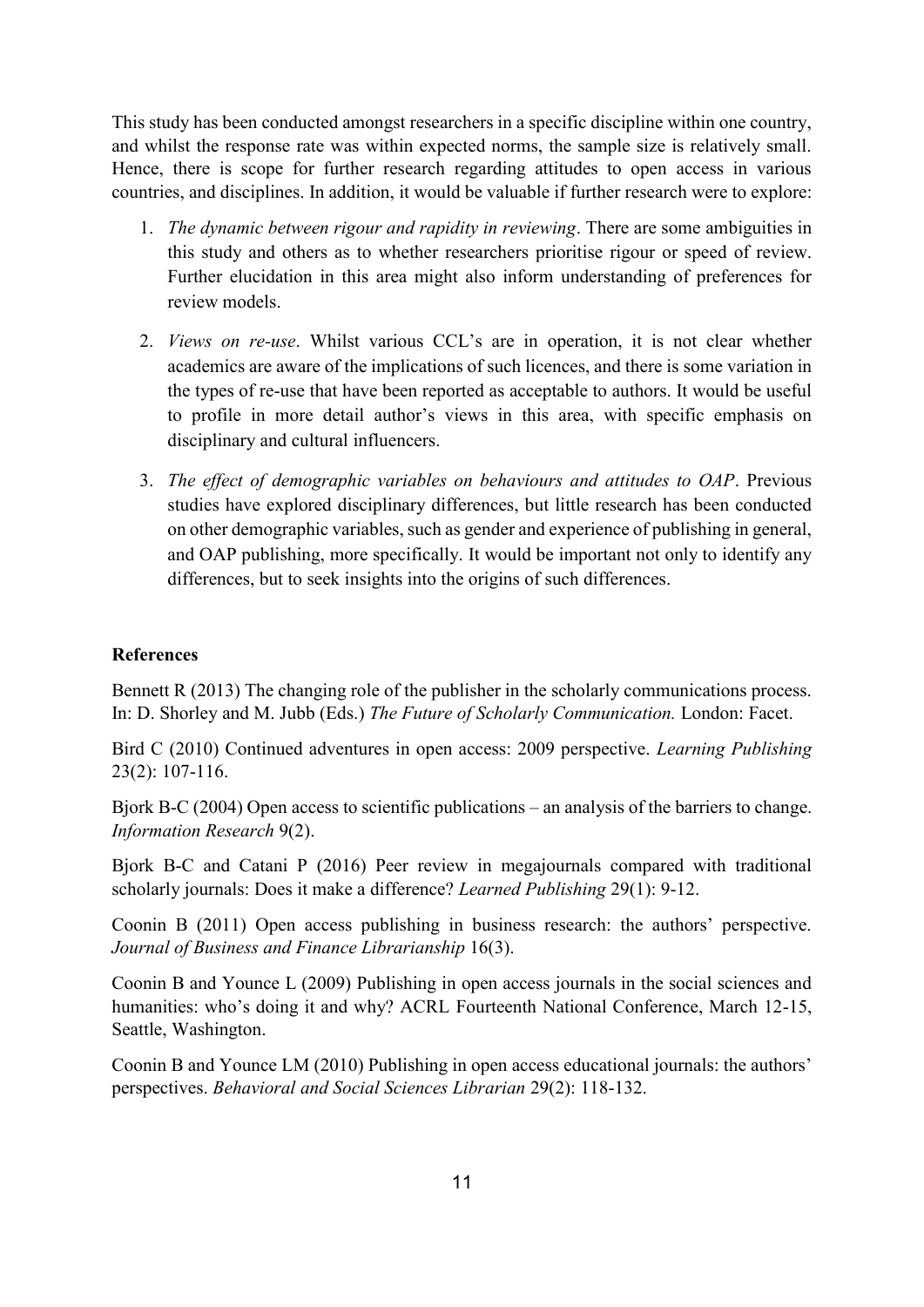This study has been conducted amongst researchers in a specific discipline within one country, and whilst the response rate was within expected norms, the sample size is relatively small. Hence, there is scope for further research regarding attitudes to open access in various countries, and disciplines. In addition, it would be valuable if further research were to explore:

1. *The dynamic between rigour and rapidity in reviewing*. There are some ambiguities in this study and others as to whether researchers prioritise rigour or speed of review. Further elucidation in this area might also inform understanding of preferences for review models.

2. *Views on re-use*. Whilst various CCL's are in operation, it is not clear whether academics are aware of the implications of such licences, and there is some variation in the types of re-use that have been reported as acceptable to authors. It would be useful to profile in more detail author's views in this area, with specific emphasis on disciplinary and cultural influencers.

3. *The effect of demographic variables on behaviours and attitudes to OAP*. Previous studies have explored disciplinary differences, but little research has been conducted on other demographic variables, such as gender and experience of publishing in general, and OAP publishing, more specifically. It would be important not only to identify any differences, but to seek insights into the origins of such differences.

**References**

Bennett R (2013) The changing role of the publisher in the scholarly communications process. In: D. Shorley and M. Jubb (Eds.) *The Future of Scholarly Communication.* London: Facet.

Bird C (2010) Continued adventures in open access: 2009 perspective. *Learning Publishing* 23(2): 107-116.

Bjork B-C (2004) Open access to scientific publications – an analysis of the barriers to change. *Information Research* 9(2).

Bjork B-C and Catani P (2016) Peer review in megajournals compared with traditional scholarly journals: Does it make a difference? *Learned Publishing* 29(1): 9-12.

Coonin B (2011) Open access publishing in business research: the authors' perspective. *Journal of Business and Finance Librarianship* 16(3).

Coonin B and Younce L (2009) Publishing in open access journals in the social sciences and humanities: who's doing it and why? ACRL Fourteenth National Conference, March 12-15, Seattle, Washington.

Coonin B and Younce LM (2010) Publishing in open access educational journals: the authors' perspectives. *Behavioral and Social Sciences Librarian* 29(2): 118-132.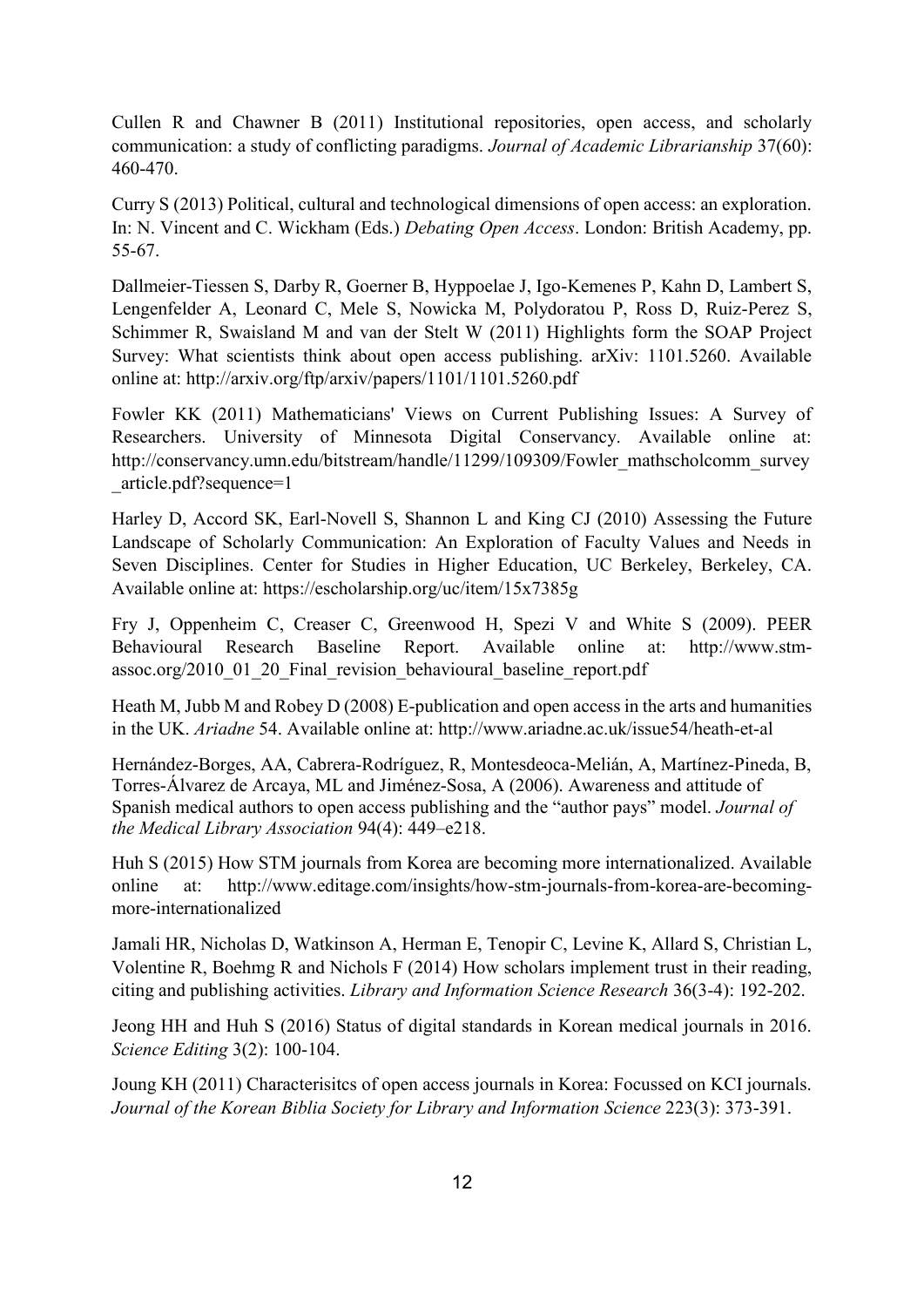Cullen R and Chawner B (2011) Institutional repositories, open access, and scholarly communication: a study of conflicting paradigms. *Journal of Academic Librarianship* 37(60): 460-470.

Curry S (2013) Political, cultural and technological dimensions of open access: an exploration. In: N. Vincent and C. Wickham (Eds.) *Debating Open Access*. London: British Academy, pp. 55-67.

Dallmeier-Tiessen S, Darby R, Goerner B, Hyppoelae J, Igo-Kemenes P, Kahn D, Lambert S, Lengenfelder A, Leonard C, Mele S, Nowicka M, Polydoratou P, Ross D, Ruiz-Perez S, Schimmer R, Swaisland M and van der Stelt W (2011) Highlights form the SOAP Project Survey: What scientists think about open access publishing. arXiv: 1101.5260. Available online at: http://arxiv.org/ftp/arxiv/papers/1101/1101.5260.pdf

Fowler KK (2011) Mathematicians' Views on Current Publishing Issues: A Survey of Researchers. University of Minnesota Digital Conservancy. Available online at: http://conservancy.umn.edu/bitstream/handle/11299/109309/Fowler_mathscholcomm_survey_article.pdf?sequence=1

Harley D, Accord SK, Earl-Novell S, Shannon L and King CJ (2010) Assessing the Future Landscape of Scholarly Communication: An Exploration of Faculty Values and Needs in Seven Disciplines. Center for Studies in Higher Education, UC Berkeley, Berkeley, CA. Available online at: https://escholarship.org/uc/item/15x7385g

Fry J, Oppenheim C, Creaser C, Greenwood H, Spezi V and White S (2009). PEER Behavioural Research Baseline Report. Available online at: http://www.stm-assoc.org/2010_01_20_Final_revision_behavioural_baseline_report.pdf

Heath M, Jubb M and Robey D (2008) E-publication and open access in the arts and humanities in the UK. *Ariadne* 54. Available online at: http://www.ariadne.ac.uk/issue54/heath-et-al

Hernández-Borges, AA, Cabrera-Rodríguez, R, Montesdeoca-Melián, A, Martínez-Pineda, B, Torres-Álvarez de Arcaya, ML and Jiménez-Sosa, A (2006). Awareness and attitude of Spanish medical authors to open access publishing and the "author pays" model. *Journal of the Medical Library Association* 94(4): 449–e218.

Huh S (2015) How STM journals from Korea are becoming more internationalized. Available online at: http://www.editage.com/insights/how-stm-journals-from-korea-are-becoming-more-internationalized

Jamali HR, Nicholas D, Watkinson A, Herman E, Tenopir C, Levine K, Allard S, Christian L, Volentine R, Boehmg R and Nichols F (2014) How scholars implement trust in their reading, citing and publishing activities. *Library and Information Science Research* 36(3-4): 192-202.

Jeong HH and Huh S (2016) Status of digital standards in Korean medical journals in 2016. *Science Editing* 3(2): 100-104.

Joung KH (2011) Characterisitcs of open access journals in Korea: Focussed on KCI journals. *Journal of the Korean Biblia Society for Library and Information Science* 223(3): 373-391.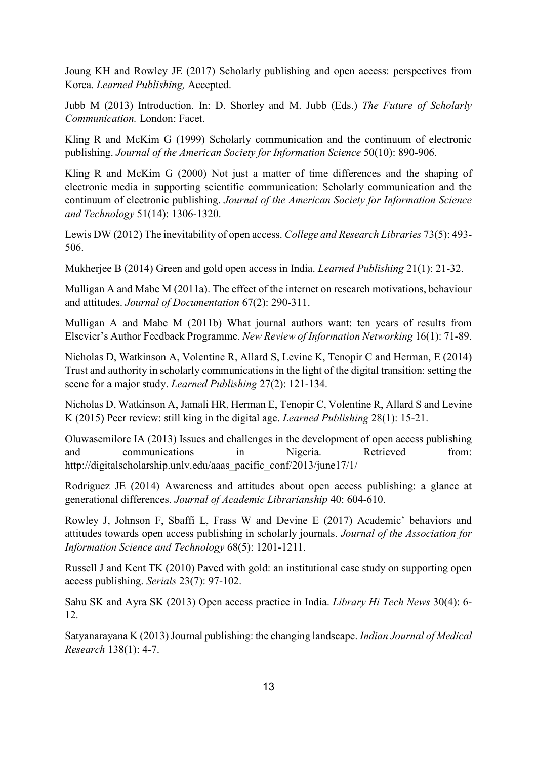Joung KH and Rowley JE (2017) Scholarly publishing and open access: perspectives from Korea. *Learned Publishing,* Accepted.

Jubb M (2013) Introduction. In: D. Shorley and M. Jubb (Eds.) *The Future of Scholarly Communication.* London: Facet.

Kling R and McKim G (1999) Scholarly communication and the continuum of electronic publishing. *Journal of the American Society for Information Science* 50(10): 890-906.

Kling R and McKim G (2000) Not just a matter of time differences and the shaping of electronic media in supporting scientific communication: Scholarly communication and the continuum of electronic publishing. *Journal of the American Society for Information Science and Technology* 51(14): 1306-1320.

Lewis DW (2012) The inevitability of open access. *College and Research Libraries* 73(5): 493-506.

Mukherjee B (2014) Green and gold open access in India. *Learned Publishing* 21(1): 21-32.

Mulligan A and Mabe M (2011a). The effect of the internet on research motivations, behaviour and attitudes. *Journal of Documentation* 67(2): 290-311.

Mulligan A and Mabe M (2011b) What journal authors want: ten years of results from Elsevier's Author Feedback Programme. *New Review of Information Networking* 16(1): 71-89.

Nicholas D, Watkinson A, Volentine R, Allard S, Levine K, Tenopir C and Herman, E (2014) Trust and authority in scholarly communications in the light of the digital transition: setting the scene for a major study. *Learned Publishing* 27(2): 121-134.

Nicholas D, Watkinson A, Jamali HR, Herman E, Tenopir C, Volentine R, Allard S and Levine K (2015) Peer review: still king in the digital age. *Learned Publishing* 28(1): 15-21.

Oluwasemilore IA (2013) Issues and challenges in the development of open access publishing and communications in Nigeria. Retrieved from: http://digitalscholarship.unlv.edu/aaas_pacific_conf/2013/june17/1/

Rodriguez JE (2014) Awareness and attitudes about open access publishing: a glance at generational differences. *Journal of Academic Librarianship* 40: 604-610.

Rowley J, Johnson F, Sbaffi L, Frass W and Devine E (2017) Academic' behaviors and attitudes towards open access publishing in scholarly journals. *Journal of the Association for Information Science and Technology* 68(5): 1201-1211.

Russell J and Kent TK (2010) Paved with gold: an institutional case study on supporting open access publishing. *Serials* 23(7): 97-102.

Sahu SK and Ayra SK (2013) Open access practice in India. *Library Hi Tech News* 30(4): 6-12.

Satyanarayana K (2013) Journal publishing: the changing landscape. *Indian Journal of Medical Research* 138(1): 4-7.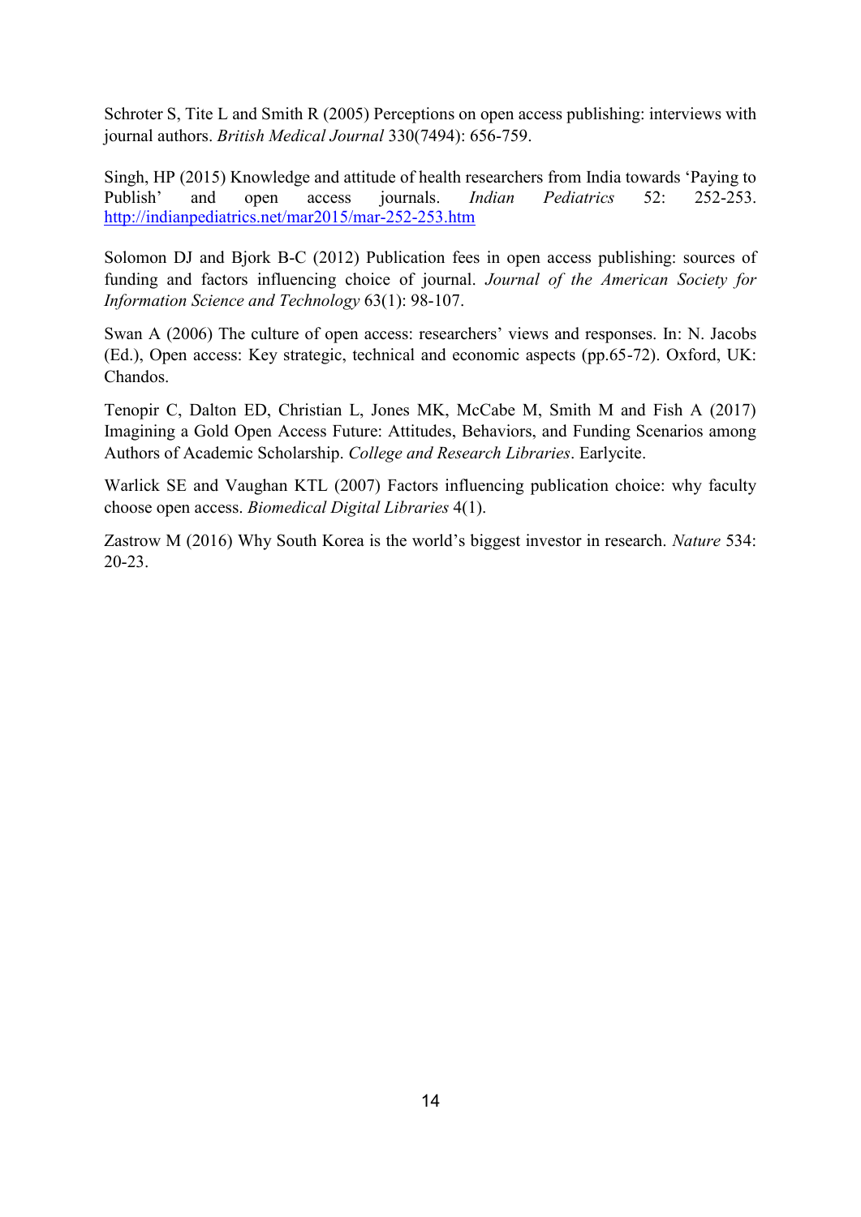Schroter S, Tite L and Smith R (2005) Perceptions on open access publishing: interviews with journal authors. *British Medical Journal* 330(7494): 656-759.

Singh, HP (2015) Knowledge and attitude of health researchers from India towards 'Paying to Publish' and open access journals. *Indian Pediatrics* 52: 252-253. http://indianpediatrics.net/mar2015/mar-252-253.htm

Solomon DJ and Bjork B-C (2012) Publication fees in open access publishing: sources of funding and factors influencing choice of journal. *Journal of the American Society for Information Science and Technology* 63(1): 98-107.

Swan A (2006) The culture of open access: researchers' views and responses. In: N. Jacobs (Ed.), Open access: Key strategic, technical and economic aspects (pp.65-72). Oxford, UK: Chandos.

Tenopir C, Dalton ED, Christian L, Jones MK, McCabe M, Smith M and Fish A (2017) Imagining a Gold Open Access Future: Attitudes, Behaviors, and Funding Scenarios among Authors of Academic Scholarship. *College and Research Libraries*. Earlycite.

Warlick SE and Vaughan KTL (2007) Factors influencing publication choice: why faculty choose open access. *Biomedical Digital Libraries* 4(1).

Zastrow M (2016) Why South Korea is the world's biggest investor in research. *Nature* 534: 20-23.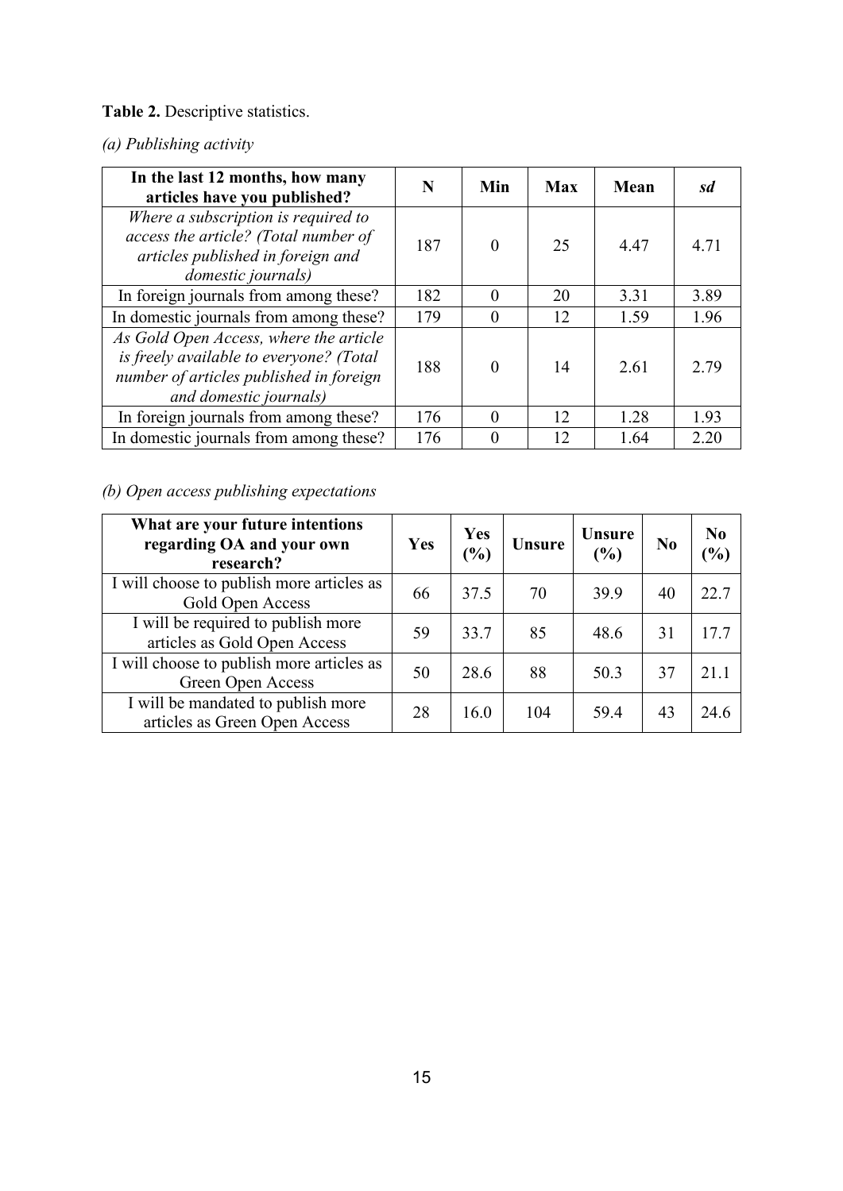**Table 2.** Descriptive statistics.

*(a) Publishing activity*

| In the last 12 months, how many articles have you published? | N | Min | Max | Mean | *sd* |
|---|---|---|---|---|---|
| *Where a subscription is required to access the article? (Total number of articles published in foreign and domestic journals)* | 187 | 0 | 25 | 4.47 | 4.71 |
| In foreign journals from among these? | 182 | 0 | 20 | 3.31 | 3.89 |
| In domestic journals from among these? | 179 | 0 | 12 | 1.59 | 1.96 |
| *As Gold Open Access, where the article is freely available to everyone? (Total number of articles published in foreign and domestic journals)* | 188 | 0 | 14 | 2.61 | 2.79 |
| In foreign journals from among these? | 176 | 0 | 12 | 1.28 | 1.93 |
| In domestic journals from among these? | 176 | 0 | 12 | 1.64 | 2.20 |

*(b) Open access publishing expectations*

| What are your future intentions regarding OA and your own research? | Yes | Yes (%) | Unsure | Unsure (%) | No | No (%) |
|---|---|---|---|---|---|---|
| I will choose to publish more articles as Gold Open Access | 66 | 37.5 | 70 | 39.9 | 40 | 22.7 |
| I will be required to publish more articles as Gold Open Access | 59 | 33.7 | 85 | 48.6 | 31 | 17.7 |
| I will choose to publish more articles as Green Open Access | 50 | 28.6 | 88 | 50.3 | 37 | 21.1 |
| I will be mandated to publish more articles as Green Open Access | 28 | 16.0 | 104 | 59.4 | 43 | 24.6 |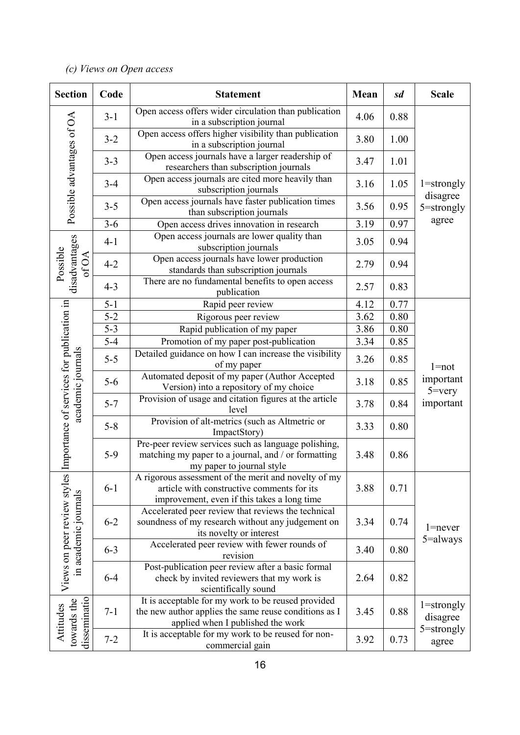*(c) Views on Open access*

| Section | Code | Statement | Mean | *sd* | Scale |
|---|---|---|---|---|---|
| Possible advantages of OA | 3-1 | Open access offers wider circulation than publication in a subscription journal | 4.06 | 0.88 | 1=strongly disagree 5=strongly agree |
| | 3-2 | Open access offers higher visibility than publication in a subscription journal | 3.80 | 1.00 | |
| | 3-3 | Open access journals have a larger readership of researchers than subscription journals | 3.47 | 1.01 | |
| | 3-4 | Open access journals are cited more heavily than subscription journals | 3.16 | 1.05 | |
| | 3-5 | Open access journals have faster publication times than subscription journals | 3.56 | 0.95 | |
| | 3-6 | Open access drives innovation in research | 3.19 | 0.97 | |
| Possible disadvantages of OA | 4-1 | Open access journals are lower quality than subscription journals | 3.05 | 0.94 | |
| | 4-2 | Open access journals have lower production standards than subscription journals | 2.79 | 0.94 | |
| | 4-3 | There are no fundamental benefits to open access publication | 2.57 | 0.83 | |
| Importance of services for publication in academic journals | 5-1 | Rapid peer review | 4.12 | 0.77 | 1=not important 5=very important |
| | 5-2 | Rigorous peer review | 3.62 | 0.80 | |
| | 5-3 | Rapid publication of my paper | 3.86 | 0.80 | |
| | 5-4 | Promotion of my paper post-publication | 3.34 | 0.85 | |
| | 5-5 | Detailed guidance on how I can increase the visibility of my paper | 3.26 | 0.85 | |
| | 5-6 | Automated deposit of my paper (Author Accepted Version) into a repository of my choice | 3.18 | 0.85 | |
| | 5-7 | Provision of usage and citation figures at the article level | 3.78 | 0.84 | |
| | 5-8 | Provision of alt-metrics (such as Altmetric or ImpactStory) | 3.33 | 0.80 | |
| | 5-9 | Pre-peer review services such as language polishing, matching my paper to a journal, and / or formatting my paper to journal style | 3.48 | 0.86 | |
| Views on peer review styles in academic journals | 6-1 | A rigorous assessment of the merit and novelty of my article with constructive comments for its improvement, even if this takes a long time | 3.88 | 0.71 | 1=never 5=always |
| | 6-2 | Accelerated peer review that reviews the technical soundness of my research without any judgement on its novelty or interest | 3.34 | 0.74 | |
| | 6-3 | Accelerated peer review with fewer rounds of revision | 3.40 | 0.80 | |
| | 6-4 | Post-publication peer review after a basic formal check by invited reviewers that my work is scientifically sound | 2.64 | 0.82 | |
| Attitudes towards the disseminatio | 7-1 | It is acceptable for my work to be reused provided the new author applies the same reuse conditions as I applied when I published the work | 3.45 | 0.88 | 1=strongly disagree 5=strongly agree |
| | 7-2 | It is acceptable for my work to be reused for non-commercial gain | 3.92 | 0.73 | |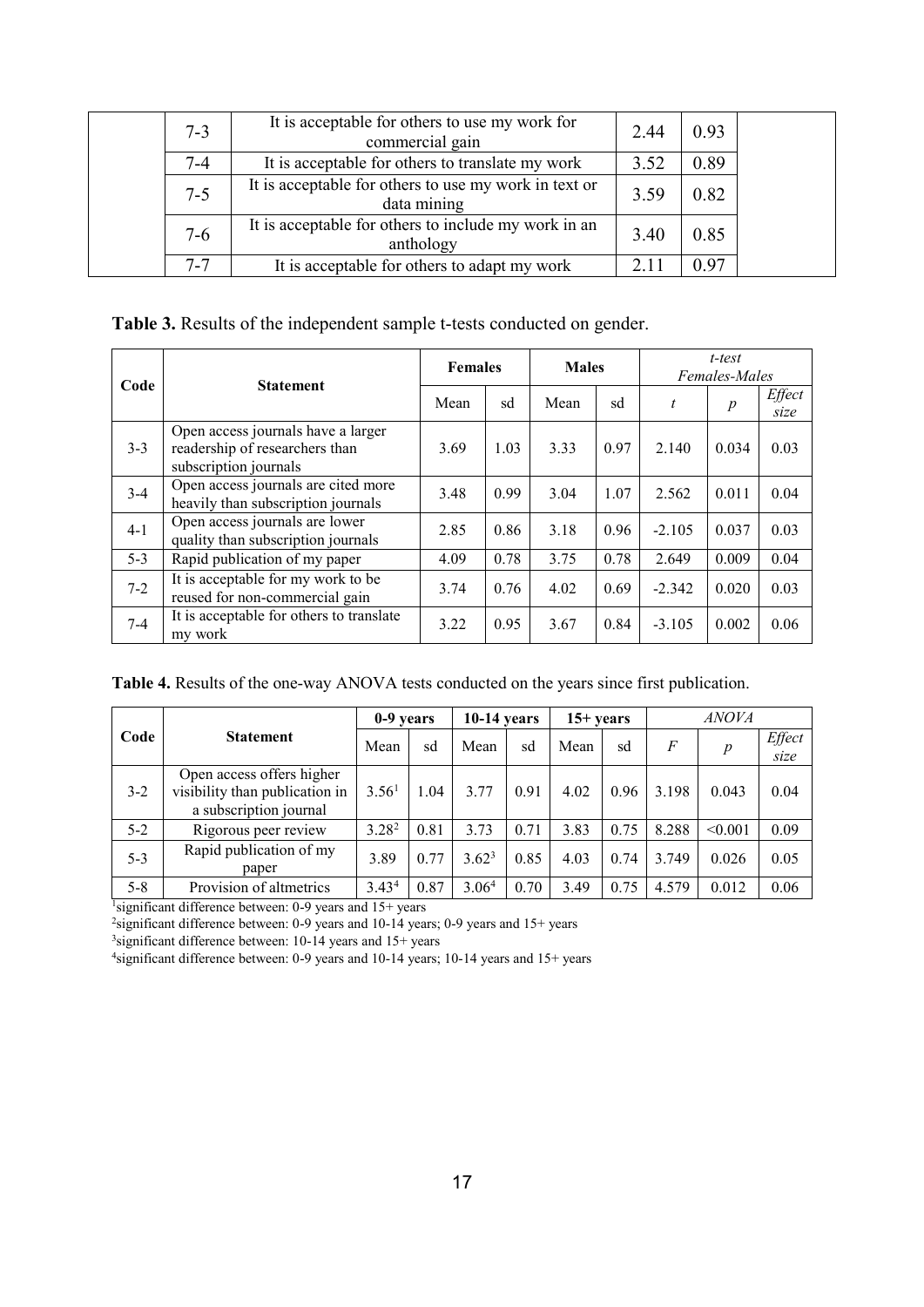| | | | | | |
|---|---|---|---|---|---|
| | 7-3 | It is acceptable for others to use my work for commercial gain | 2.44 | 0.93 | |
| | 7-4 | It is acceptable for others to translate my work | 3.52 | 0.89 | |
| | 7-5 | It is acceptable for others to use my work in text or data mining | 3.59 | 0.82 | |
| | 7-6 | It is acceptable for others to include my work in an anthology | 3.40 | 0.85 | |
| | 7-7 | It is acceptable for others to adapt my work | 2.11 | 0.97 | |

**Table 3.** Results of the independent sample t-tests conducted on gender.

| Code | Statement | Females | | Males | | *t-test Females-Males* | | |
|---|---|---|---|---|---|---|---|---|
| | | Mean | sd | Mean | sd | $t$ | $p$ | *Effect size* |
| 3-3 | Open access journals have a larger readership of researchers than subscription journals | 3.69 | 1.03 | 3.33 | 0.97 | 2.140 | 0.034 | 0.03 |
| 3-4 | Open access journals are cited more heavily than subscription journals | 3.48 | 0.99 | 3.04 | 1.07 | 2.562 | 0.011 | 0.04 |
| 4-1 | Open access journals are lower quality than subscription journals | 2.85 | 0.86 | 3.18 | 0.96 | -2.105 | 0.037 | 0.03 |
| 5-3 | Rapid publication of my paper | 4.09 | 0.78 | 3.75 | 0.78 | 2.649 | 0.009 | 0.04 |
| 7-2 | It is acceptable for my work to be reused for non-commercial gain | 3.74 | 0.76 | 4.02 | 0.69 | -2.342 | 0.020 | 0.03 |
| 7-4 | It is acceptable for others to translate my work | 3.22 | 0.95 | 3.67 | 0.84 | -3.105 | 0.002 | 0.06 |

**Table 4.** Results of the one-way ANOVA tests conducted on the years since first publication.

| Code | Statement | 0-9 years | | 10-14 years | | 15+ years | | *ANOVA* | | |
|---|---|---|---|---|---|---|---|---|---|---|
| | | Mean | sd | Mean | sd | Mean | sd | $F$ | $p$ | *Effect size* |
| 3-2 | Open access offers higher visibility than publication in a subscription journal | 3.56[1] | 1.04 | 3.77 | 0.91 | 4.02 | 0.96 | 3.198 | 0.043 | 0.04 |
| 5-2 | Rigorous peer review | 3.28[2] | 0.81 | 3.73 | 0.71 | 3.83 | 0.75 | 8.288 | <0.001 | 0.09 |
| 5-3 | Rapid publication of my paper | 3.89 | 0.77 | 3.62[3] | 0.85 | 4.03 | 0.74 | 3.749 | 0.026 | 0.05 |
| 5-8 | Provision of altmetrics | 3.43[4] | 0.87 | 3.06[4] | 0.70 | 3.49 | 0.75 | 4.579 | 0.012 | 0.06 |

[1]significant difference between: 0-9 years and 15+ years

[2]significant difference between: 0-9 years and 10-14 years; 0-9 years and 15+ years

[3]significant difference between: 10-14 years and 15+ years

[4]significant difference between: 0-9 years and 10-14 years; 10-14 years and 15+ years